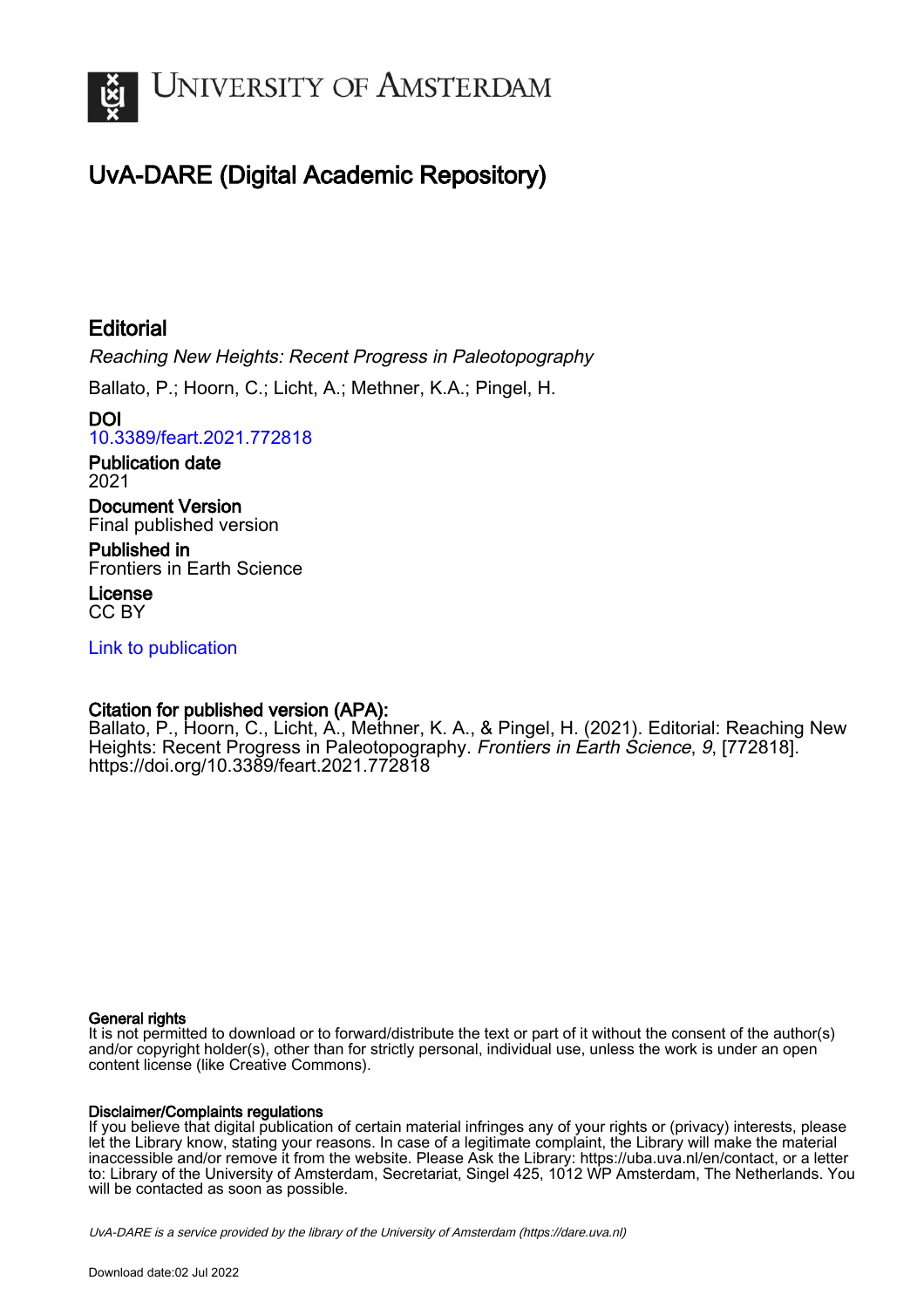# UvA-DARE (Digital Academic Repository)

## Editorial

*Reaching New Heights: Recent Progress in Paleotopography*

Ballato, P.; Hoorn, C.; Licht, A.; Methner, K.A.; Pingel, H.

**DOI**
10.3389/feart.2021.772818

**Publication date**
2021

**Document Version**
Final published version

**Published in**
Frontiers in Earth Science

**License**
CC BY

Link to publication

**Citation for published version (APA):**
Ballato, P., Hoorn, C., Licht, A., Methner, K. A., & Pingel, H. (2021). Editorial: Reaching New Heights: Recent Progress in Paleotopography. *Frontiers in Earth Science*, *9*, [772818]. https://doi.org/10.3389/feart.2021.772818

**General rights**
It is not permitted to download or to forward/distribute the text or part of it without the consent of the author(s) and/or copyright holder(s), other than for strictly personal, individual use, unless the work is under an open content license (like Creative Commons).

**Disclaimer/Complaints regulations**
If you believe that digital publication of certain material infringes any of your rights or (privacy) interests, please let the Library know, stating your reasons. In case of a legitimate complaint, the Library will make the material inaccessible and/or remove it from the website. Please Ask the Library: https://uba.uva.nl/en/contact, or a letter to: Library of the University of Amsterdam, Secretariat, Singel 425, 1012 WP Amsterdam, The Netherlands. You will be contacted as soon as possible.

*UvA-DARE is a service provided by the library of the University of Amsterdam (https://dare.uva.nl)*

Download date:02 Jul 2022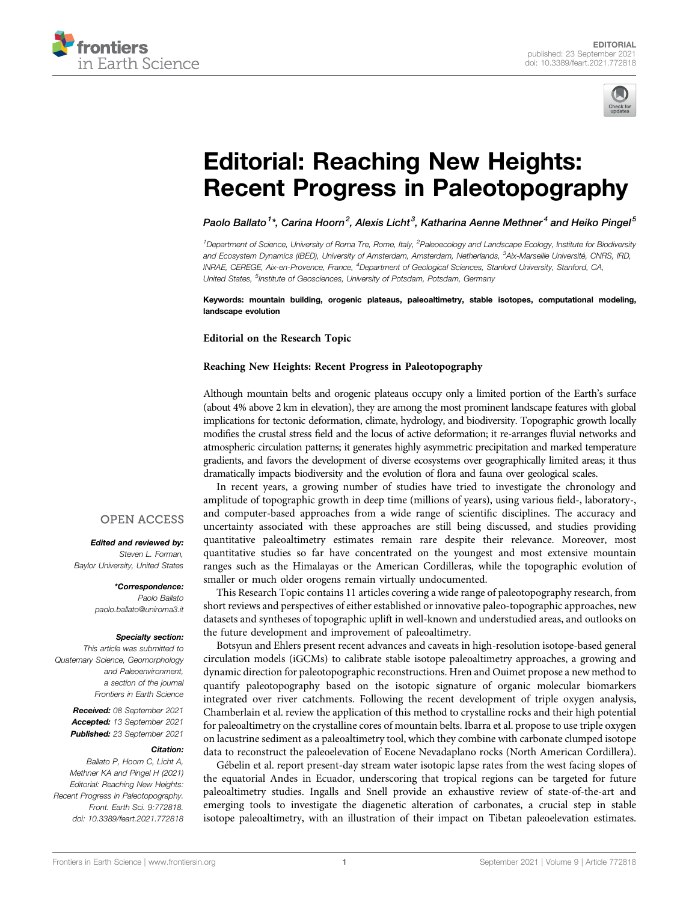# Editorial: Reaching New Heights: Recent Progress in Paleotopography

*Paolo Ballato*[1]*, *Carina Hoorn*[2], *Alexis Licht*[3], *Katharina Aenne Methner*[4] and *Heiko Pingel*[5]

[1]Department of Science, University of Roma Tre, Rome, Italy, [2]Paleoecology and Landscape Ecology, Institute for Biodiversity and Ecosystem Dynamics (IBED), University of Amsterdam, Amsterdam, Netherlands, [3]Aix-Marseille Université, CNRS, IRD, INRAE, CEREGE, Aix-en-Provence, France, [4]Department of Geological Sciences, Stanford University, Stanford, CA, United States, [5]Institute of Geosciences, University of Potsdam, Potsdam, Germany

**Keywords: mountain building, orogenic plateaus, paleoaltimetry, stable isotopes, computational modeling, landscape evolution**

**Editorial on the Research Topic**

**Reaching New Heights: Recent Progress in Paleotopography**

OPEN ACCESS

***Edited and reviewed by:***
*Steven L. Forman,*
*Baylor University, United States*

***\*Correspondence:***
*Paolo Ballato*
*paolo.ballato@uniroma3.it*

***Specialty section:***
*This article was submitted to Quaternary Science, Geomorphology and Paleoenvironment, a section of the journal Frontiers in Earth Science*

***Received:*** *08 September 2021*
***Accepted:*** *13 September 2021*
***Published:*** *23 September 2021*

***Citation:***
*Ballato P, Hoorn C, Licht A, Methner KA and Pingel H (2021) Editorial: Reaching New Heights: Recent Progress in Paleotopography. Front. Earth Sci. 9:772818. doi: 10.3389/feart.2021.772818*

Although mountain belts and orogenic plateaus occupy only a limited portion of the Earth's surface (about 4% above 2 km in elevation), they are among the most prominent landscape features with global implications for tectonic deformation, climate, hydrology, and biodiversity. Topographic growth locally modifies the crustal stress field and the locus of active deformation; it re-arranges fluvial networks and atmospheric circulation patterns; it generates highly asymmetric precipitation and marked temperature gradients, and favors the development of diverse ecosystems over geographically limited areas; it thus dramatically impacts biodiversity and the evolution of flora and fauna over geological scales.

In recent years, a growing number of studies have tried to investigate the chronology and amplitude of topographic growth in deep time (millions of years), using various field-, laboratory-, and computer-based approaches from a wide range of scientific disciplines. The accuracy and uncertainty associated with these approaches are still being discussed, and studies providing quantitative paleoaltimetry estimates remain rare despite their relevance. Moreover, most quantitative studies so far have concentrated on the youngest and most extensive mountain ranges such as the Himalayas or the American Cordilleras, while the topographic evolution of smaller or much older orogens remain virtually undocumented.

This Research Topic contains 11 articles covering a wide range of paleotopography research, from short reviews and perspectives of either established or innovative paleo-topographic approaches, new datasets and syntheses of topographic uplift in well-known and understudied areas, and outlooks on the future development and improvement of paleoaltimetry.

Botsyun and Ehlers present recent advances and caveats in high-resolution isotope-based general circulation models (iGCMs) to calibrate stable isotope paleoaltimetry approaches, a growing and dynamic direction for paleotopographic reconstructions. Hren and Ouimet propose a new method to quantify paleotopography based on the isotopic signature of organic molecular biomarkers integrated over river catchments. Following the recent development of triple oxygen analysis, Chamberlain et al. review the application of this method to crystalline rocks and their high potential for paleoaltimetry on the crystalline cores of mountain belts. Ibarra et al. propose to use triple oxygen on lacustrine sediment as a paleoaltimetry tool, which they combine with carbonate clumped isotope data to reconstruct the paleoelevation of Eocene Nevadaplano rocks (North American Cordillera).

Gébelin et al. report present-day stream water isotopic lapse rates from the west facing slopes of the equatorial Andes in Ecuador, underscoring that tropical regions can be targeted for future paleoaltimetry studies. Ingalls and Snell provide an exhaustive review of state-of-the-art and emerging tools to investigate the diagenetic alteration of carbonates, a crucial step in stable isotope paleoaltimetry, with an illustration of their impact on Tibetan paleoelevation estimates.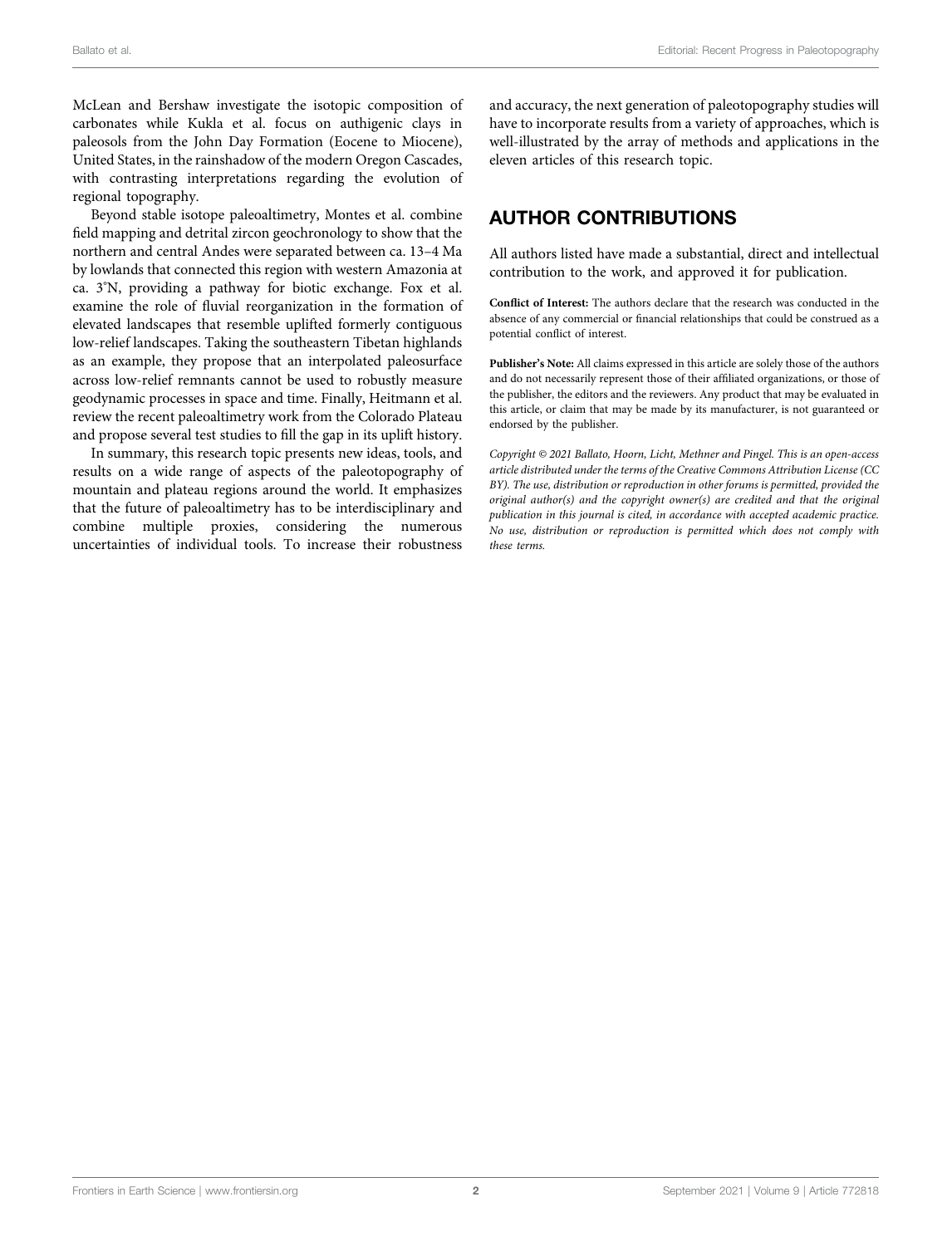McLean and Bershaw investigate the isotopic composition of carbonates while Kukla et al. focus on authigenic clays in paleosols from the John Day Formation (Eocene to Miocene), United States, in the rainshadow of the modern Oregon Cascades, with contrasting interpretations regarding the evolution of regional topography.

Beyond stable isotope paleoaltimetry, Montes et al. combine field mapping and detrital zircon geochronology to show that the northern and central Andes were separated between ca. 13–4 Ma by lowlands that connected this region with western Amazonia at ca. 3°N, providing a pathway for biotic exchange. Fox et al. examine the role of fluvial reorganization in the formation of elevated landscapes that resemble uplifted formerly contiguous low-relief landscapes. Taking the southeastern Tibetan highlands as an example, they propose that an interpolated paleosurface across low-relief remnants cannot be used to robustly measure geodynamic processes in space and time. Finally, Heitmann et al. review the recent paleoaltimetry work from the Colorado Plateau and propose several test studies to fill the gap in its uplift history.

In summary, this research topic presents new ideas, tools, and results on a wide range of aspects of the paleotopography of mountain and plateau regions around the world. It emphasizes that the future of paleoaltimetry has to be interdisciplinary and combine multiple proxies, considering the numerous uncertainties of individual tools. To increase their robustness and accuracy, the next generation of paleotopography studies will have to incorporate results from a variety of approaches, which is well-illustrated by the array of methods and applications in the eleven articles of this research topic.

## AUTHOR CONTRIBUTIONS

All authors listed have made a substantial, direct and intellectual contribution to the work, and approved it for publication.

**Conflict of Interest:** The authors declare that the research was conducted in the absence of any commercial or financial relationships that could be construed as a potential conflict of interest.

**Publisher's Note:** All claims expressed in this article are solely those of the authors and do not necessarily represent those of their affiliated organizations, or those of the publisher, the editors and the reviewers. Any product that may be evaluated in this article, or claim that may be made by its manufacturer, is not guaranteed or endorsed by the publisher.

*Copyright © 2021 Ballato, Hoorn, Licht, Methner and Pingel. This is an open-access article distributed under the terms of the Creative Commons Attribution License (CC BY). The use, distribution or reproduction in other forums is permitted, provided the original author(s) and the copyright owner(s) are credited and that the original publication in this journal is cited, in accordance with accepted academic practice. No use, distribution or reproduction is permitted which does not comply with these terms.*